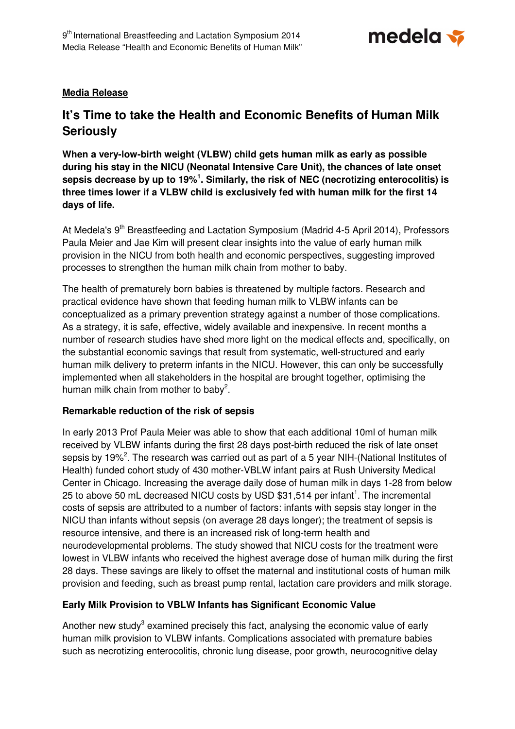**Media Release**

# It's Time to take the Health and Economic Benefits of Human Milk Seriously

**When a very-low-birth weight (VLBW) child gets human milk as early as possible during his stay in the NICU (Neonatal Intensive Care Unit), the chances of late onset sepsis decrease by up to 19%[1]. Similarly, the risk of NEC (necrotizing enterocolitis) is three times lower if a VLBW child is exclusively fed with human milk for the first 14 days of life.**

At Medela's 9th Breastfeeding and Lactation Symposium (Madrid 4-5 April 2014), Professors Paula Meier and Jae Kim will present clear insights into the value of early human milk provision in the NICU from both health and economic perspectives, suggesting improved processes to strengthen the human milk chain from mother to baby.

The health of prematurely born babies is threatened by multiple factors. Research and practical evidence have shown that feeding human milk to VLBW infants can be conceptualized as a primary prevention strategy against a number of those complications. As a strategy, it is safe, effective, widely available and inexpensive. In recent months a number of research studies have shed more light on the medical effects and, specifically, on the substantial economic savings that result from systematic, well-structured and early human milk delivery to preterm infants in the NICU. However, this can only be successfully implemented when all stakeholders in the hospital are brought together, optimising the human milk chain from mother to baby[2].

### Remarkable reduction of the risk of sepsis

In early 2013 Prof Paula Meier was able to show that each additional 10ml of human milk received by VLBW infants during the first 28 days post-birth reduced the risk of late onset sepsis by 19%[2]. The research was carried out as part of a 5 year NIH-(National Institutes of Health) funded cohort study of 430 mother-VBLW infant pairs at Rush University Medical Center in Chicago. Increasing the average daily dose of human milk in days 1-28 from below 25 to above 50 mL decreased NICU costs by USD $31,514 per infant[1]. The incremental costs of sepsis are attributed to a number of factors: infants with sepsis stay longer in the NICU than infants without sepsis (on average 28 days longer); the treatment of sepsis is resource intensive, and there is an increased risk of long-term health and neurodevelopmental problems. The study showed that NICU costs for the treatment were lowest in VLBW infants who received the highest average dose of human milk during the first 28 days. These savings are likely to offset the maternal and institutional costs of human milk provision and feeding, such as breast pump rental, lactation care providers and milk storage.

### Early Milk Provision to VBLW Infants has Significant Economic Value

Another new study[3] examined precisely this fact, analysing the economic value of early human milk provision to VLBW infants. Complications associated with premature babies such as necrotizing enterocolitis, chronic lung disease, poor growth, neurocognitive delay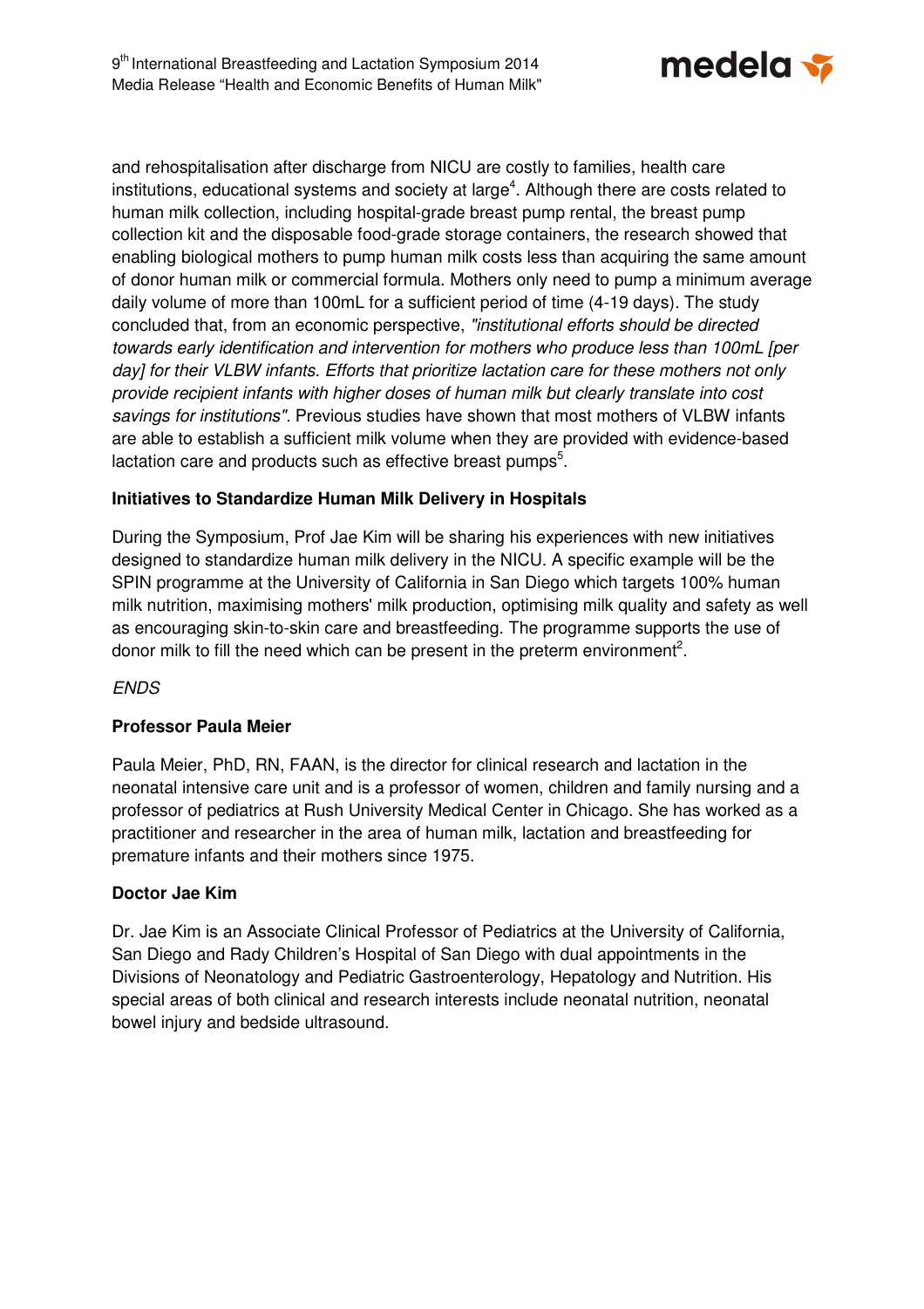and rehospitalisation after discharge from NICU are costly to families, health care institutions, educational systems and society at large[4]. Although there are costs related to human milk collection, including hospital-grade breast pump rental, the breast pump collection kit and the disposable food-grade storage containers, the research showed that enabling biological mothers to pump human milk costs less than acquiring the same amount of donor human milk or commercial formula. Mothers only need to pump a minimum average daily volume of more than 100mL for a sufficient period of time (4-19 days). The study concluded that, from an economic perspective, *"institutional efforts should be directed towards early identification and intervention for mothers who produce less than 100mL [per day] for their VLBW infants. Efforts that prioritize lactation care for these mothers not only provide recipient infants with higher doses of human milk but clearly translate into cost savings for institutions"*. Previous studies have shown that most mothers of VLBW infants are able to establish a sufficient milk volume when they are provided with evidence-based lactation care and products such as effective breast pumps[5].

**Initiatives to Standardize Human Milk Delivery in Hospitals**

During the Symposium, Prof Jae Kim will be sharing his experiences with new initiatives designed to standardize human milk delivery in the NICU. A specific example will be the SPIN programme at the University of California in San Diego which targets 100% human milk nutrition, maximising mothers' milk production, optimising milk quality and safety as well as encouraging skin-to-skin care and breastfeeding. The programme supports the use of donor milk to fill the need which can be present in the preterm environment[2].

*ENDS*

**Professor Paula Meier**

Paula Meier, PhD, RN, FAAN, is the director for clinical research and lactation in the neonatal intensive care unit and is a professor of women, children and family nursing and a professor of pediatrics at Rush University Medical Center in Chicago. She has worked as a practitioner and researcher in the area of human milk, lactation and breastfeeding for premature infants and their mothers since 1975.

**Doctor Jae Kim**

Dr. Jae Kim is an Associate Clinical Professor of Pediatrics at the University of California, San Diego and Rady Children's Hospital of San Diego with dual appointments in the Divisions of Neonatology and Pediatric Gastroenterology, Hepatology and Nutrition. His special areas of both clinical and research interests include neonatal nutrition, neonatal bowel injury and bedside ultrasound.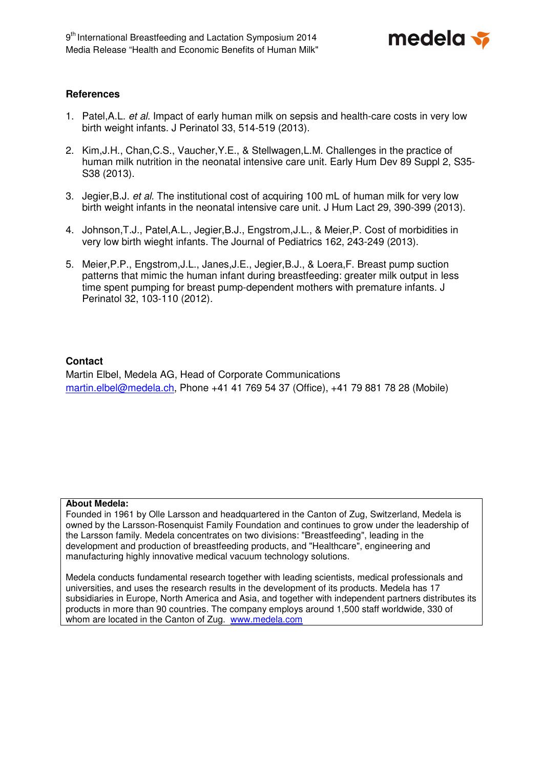## References

1. Patel,A.L. *et al*. Impact of early human milk on sepsis and health-care costs in very low birth weight infants. J Perinatol 33, 514-519 (2013).

2. Kim,J.H., Chan,C.S., Vaucher,Y.E., & Stellwagen,L.M. Challenges in the practice of human milk nutrition in the neonatal intensive care unit. Early Hum Dev 89 Suppl 2, S35-S38 (2013).

3. Jegier,B.J. *et al*. The institutional cost of acquiring 100 mL of human milk for very low birth weight infants in the neonatal intensive care unit. J Hum Lact 29, 390-399 (2013).

4. Johnson,T.J., Patel,A.L., Jegier,B.J., Engstrom,J.L., & Meier,P. Cost of morbidities in very low birth wieght infants. The Journal of Pediatrics 162, 243-249 (2013).

5. Meier,P.P., Engstrom,J.L., Janes,J.E., Jegier,B.J., & Loera,F. Breast pump suction patterns that mimic the human infant during breastfeeding: greater milk output in less time spent pumping for breast pump-dependent mothers with premature infants. J Perinatol 32, 103-110 (2012).

## Contact

Martin Elbel, Medela AG, Head of Corporate Communications
martin.elbel@medela.ch, Phone +41 41 769 54 37 (Office), +41 79 881 78 28 (Mobile)

**About Medela:**
Founded in 1961 by Olle Larsson and headquartered in the Canton of Zug, Switzerland, Medela is owned by the Larsson-Rosenquist Family Foundation and continues to grow under the leadership of the Larsson family. Medela concentrates on two divisions: "Breastfeeding", leading in the development and production of breastfeeding products, and "Healthcare", engineering and manufacturing highly innovative medical vacuum technology solutions.

Medela conducts fundamental research together with leading scientists, medical professionals and universities, and uses the research results in the development of its products. Medela has 17 subsidiaries in Europe, North America and Asia, and together with independent partners distributes its products in more than 90 countries. The company employs around 1,500 staff worldwide, 330 of whom are located in the Canton of Zug. www.medela.com